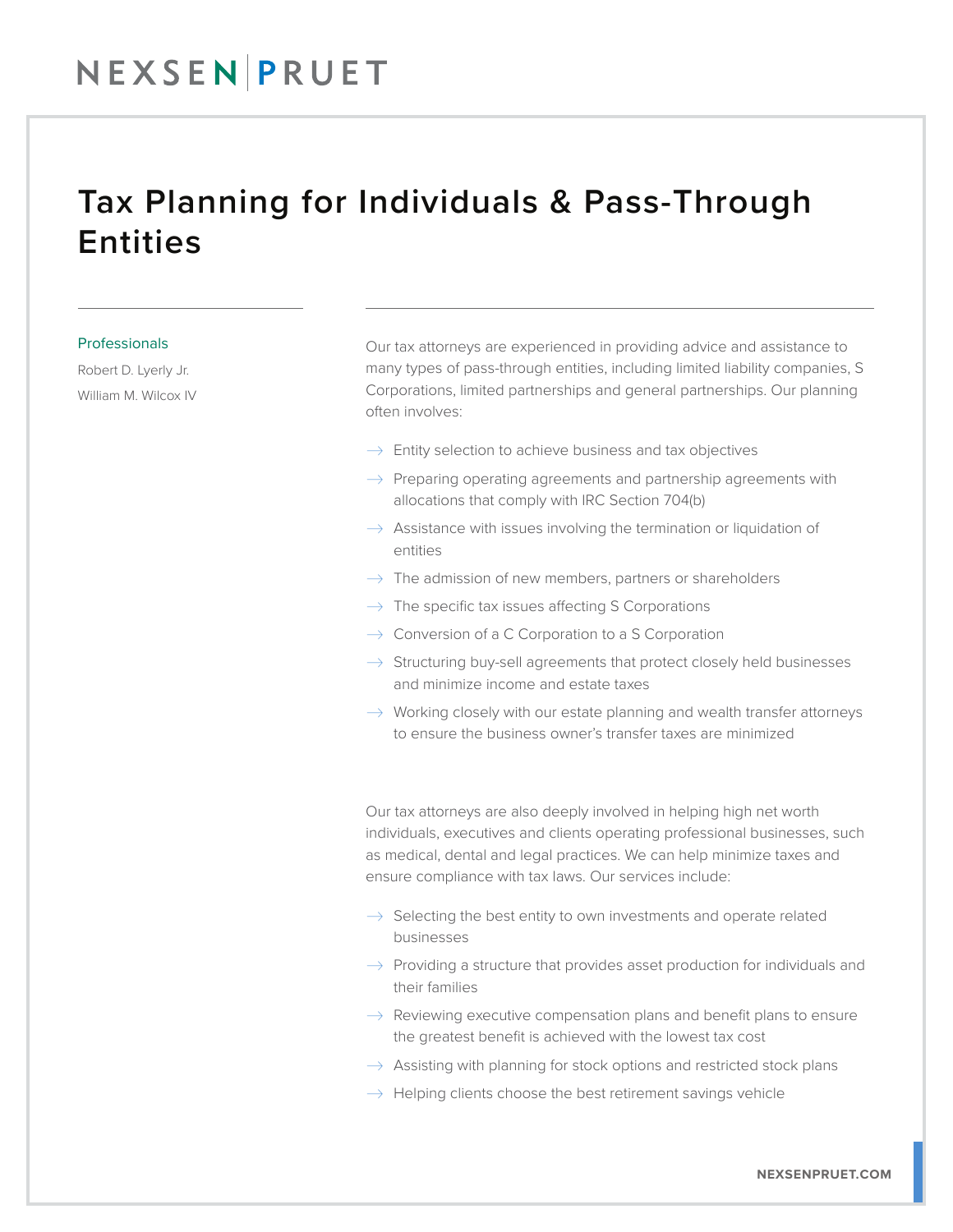# Tax Planning for Individuals & Pass-Through Entities

**Professionals**

Robert D. Lyerly Jr.

William M. Wilcox IV

Our tax attorneys are experienced in providing advice and assistance to many types of pass-through entities, including limited liability companies, S Corporations, limited partnerships and general partnerships. Our planning often involves:

- Entity selection to achieve business and tax objectives
- Preparing operating agreements and partnership agreements with allocations that comply with IRC Section 704(b)
- Assistance with issues involving the termination or liquidation of entities
- The admission of new members, partners or shareholders
- The specific tax issues affecting S Corporations
- Conversion of a C Corporation to a S Corporation
- Structuring buy-sell agreements that protect closely held businesses and minimize income and estate taxes
- Working closely with our estate planning and wealth transfer attorneys to ensure the business owner's transfer taxes are minimized

Our tax attorneys are also deeply involved in helping high net worth individuals, executives and clients operating professional businesses, such as medical, dental and legal practices. We can help minimize taxes and ensure compliance with tax laws. Our services include:

- Selecting the best entity to own investments and operate related businesses
- Providing a structure that provides asset production for individuals and their families
- Reviewing executive compensation plans and benefit plans to ensure the greatest benefit is achieved with the lowest tax cost
- Assisting with planning for stock options and restricted stock plans
- Helping clients choose the best retirement savings vehicle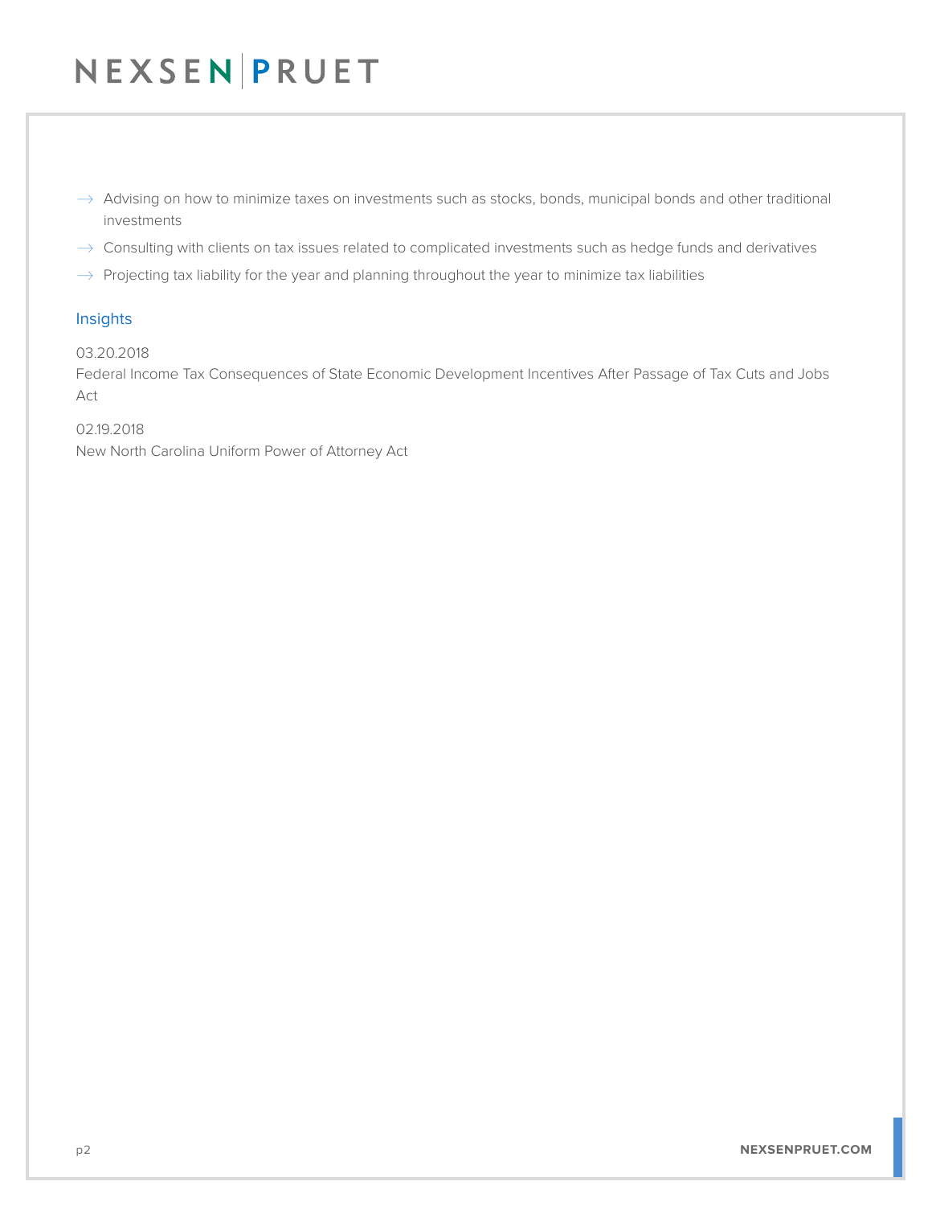- Advising on how to minimize taxes on investments such as stocks, bonds, municipal bonds and other traditional investments
- Consulting with clients on tax issues related to complicated investments such as hedge funds and derivatives
- Projecting tax liability for the year and planning throughout the year to minimize tax liabilities

## Insights

03.20.2018
Federal Income Tax Consequences of State Economic Development Incentives After Passage of Tax Cuts and Jobs Act

02.19.2018
New North Carolina Uniform Power of Attorney Act